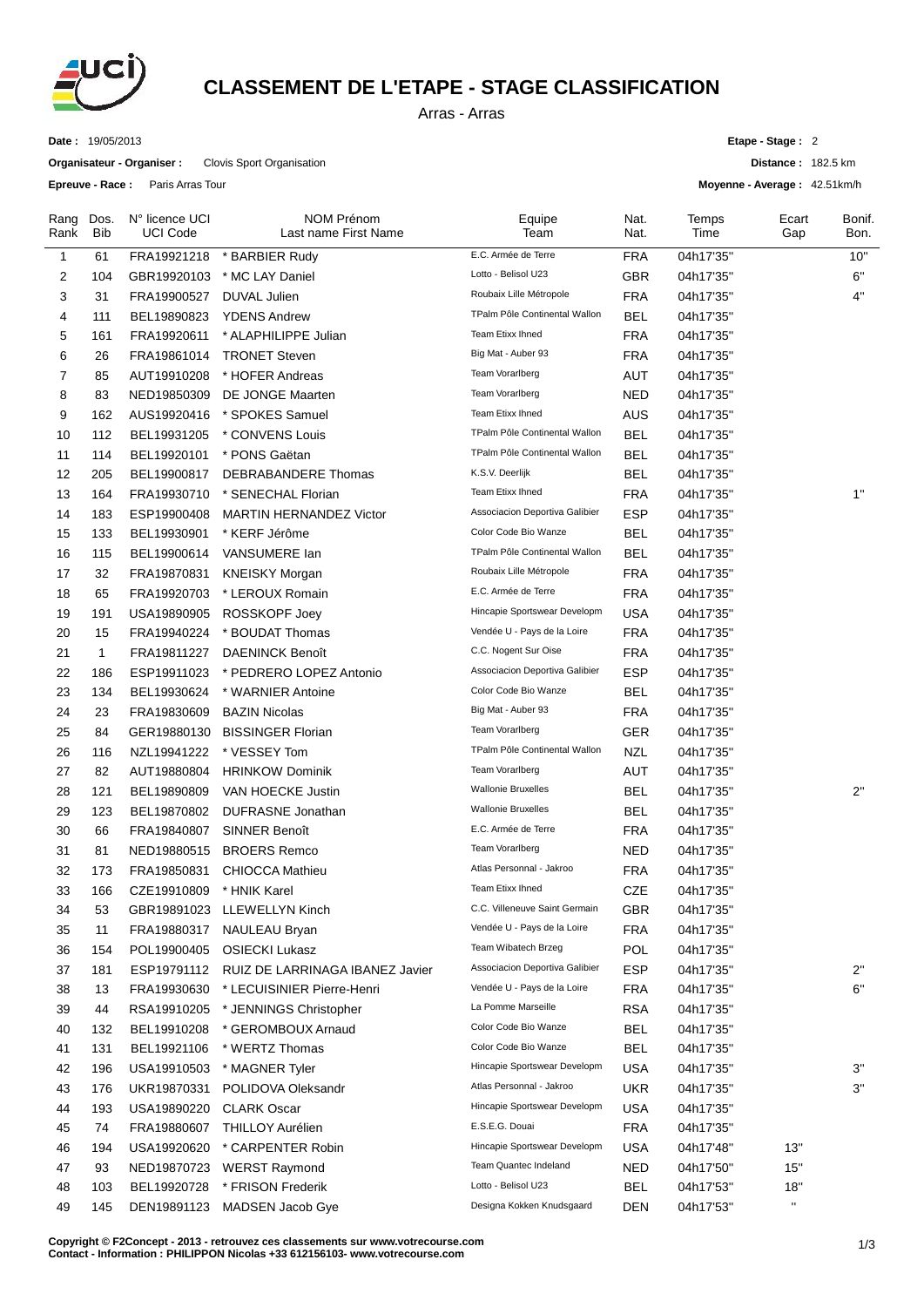# CLASSEMENT DE L'ETAPE - STAGE CLASSIFICATION

Arras - Arras

**Date :** 19/05/2013

**Organisateur - Organiser :** Clovis Sport Organisation

**Epreuve - Race :** Paris Arras Tour

**Etape - Stage :** 2

**Distance :** 182.5 km

**Moyenne - Average :** 42.51km/h

| Rang Rank | Dos. Bib | N° licence UCI UCI Code | NOM Prénom Last name First Name | Equipe Team | Nat. Nat. | Temps Time | Ecart Gap | Bonif. Bon. |
|---|---|---|---|---|---|---|---|---|
| 1 | 61 | FRA19921218 | * BARBIER Rudy | E.C. Armée de Terre | FRA | 04h17'35'' | | 10'' |
| 2 | 104 | GBR19920103 | * MC LAY Daniel | Lotto - Belisol U23 | GBR | 04h17'35'' | | 6'' |
| 3 | 31 | FRA19900527 | DUVAL Julien | Roubaix Lille Métropole | FRA | 04h17'35'' | | 4'' |
| 4 | 111 | BEL19890823 | YDENS Andrew | TPalm Pôle Continental Wallon | BEL | 04h17'35'' | | |
| 5 | 161 | FRA19920611 | * ALAPHILIPPE Julian | Team Etixx Ihned | FRA | 04h17'35'' | | |
| 6 | 26 | FRA19861014 | TRONET Steven | Big Mat - Auber 93 | FRA | 04h17'35'' | | |
| 7 | 85 | AUT19910208 | * HOFER Andreas | Team Vorarlberg | AUT | 04h17'35'' | | |
| 8 | 83 | NED19850309 | DE JONGE Maarten | Team Vorarlberg | NED | 04h17'35'' | | |
| 9 | 162 | AUS19920416 | * SPOKES Samuel | Team Etixx Ihned | AUS | 04h17'35'' | | |
| 10 | 112 | BEL19931205 | * CONVENS Louis | TPalm Pôle Continental Wallon | BEL | 04h17'35'' | | |
| 11 | 114 | BEL19920101 | * PONS Gaëtan | TPalm Pôle Continental Wallon | BEL | 04h17'35'' | | |
| 12 | 205 | BEL19900817 | DEBRABANDERE Thomas | K.S.V. Deerlijk | BEL | 04h17'35'' | | |
| 13 | 164 | FRA19930710 | * SENECHAL Florian | Team Etixx Ihned | FRA | 04h17'35'' | | 1'' |
| 14 | 183 | ESP19900408 | MARTIN HERNANDEZ Victor | Associacion Deportiva Galibier | ESP | 04h17'35'' | | |
| 15 | 133 | BEL19930901 | * KERF Jérôme | Color Code Bio Wanze | BEL | 04h17'35'' | | |
| 16 | 115 | BEL19900614 | VANSUMERE Ian | TPalm Pôle Continental Wallon | BEL | 04h17'35'' | | |
| 17 | 32 | FRA19870831 | KNEISKY Morgan | Roubaix Lille Métropole | FRA | 04h17'35'' | | |
| 18 | 65 | FRA19920703 | * LEROUX Romain | E.C. Armée de Terre | FRA | 04h17'35'' | | |
| 19 | 191 | USA19890905 | ROSSKOPF Joey | Hincapie Sportswear Developm | USA | 04h17'35'' | | |
| 20 | 15 | FRA19940224 | * BOUDAT Thomas | Vendée U - Pays de la Loire | FRA | 04h17'35'' | | |
| 21 | 1 | FRA19811227 | DAENINCK Benoît | C.C. Nogent Sur Oise | FRA | 04h17'35'' | | |
| 22 | 186 | ESP19911023 | * PEDRERO LOPEZ Antonio | Associacion Deportiva Galibier | ESP | 04h17'35'' | | |
| 23 | 134 | BEL19930624 | * WARNIER Antoine | Color Code Bio Wanze | BEL | 04h17'35'' | | |
| 24 | 23 | FRA19830609 | BAZIN Nicolas | Big Mat - Auber 93 | FRA | 04h17'35'' | | |
| 25 | 84 | GER19880130 | BISSINGER Florian | Team Vorarlberg | GER | 04h17'35'' | | |
| 26 | 116 | NZL19941222 | * VESSEY Tom | TPalm Pôle Continental Wallon | NZL | 04h17'35'' | | |
| 27 | 82 | AUT19880804 | HRINKOW Dominik | Team Vorarlberg | AUT | 04h17'35'' | | |
| 28 | 121 | BEL19890809 | VAN HOECKE Justin | Wallonie Bruxelles | BEL | 04h17'35'' | | 2'' |
| 29 | 123 | BEL19870802 | DUFRASNE Jonathan | Wallonie Bruxelles | BEL | 04h17'35'' | | |
| 30 | 66 | FRA19840807 | SINNER Benoît | E.C. Armée de Terre | FRA | 04h17'35'' | | |
| 31 | 81 | NED19880515 | BROERS Remco | Team Vorarlberg | NED | 04h17'35'' | | |
| 32 | 173 | FRA19850831 | CHIOCCA Mathieu | Atlas Personnal - Jakroo | FRA | 04h17'35'' | | |
| 33 | 166 | CZE19910809 | * HNIK Karel | Team Etixx Ihned | CZE | 04h17'35'' | | |
| 34 | 53 | GBR19891023 | LLEWELLYN Kinch | C.C. Villeneuve Saint Germain | GBR | 04h17'35'' | | |
| 35 | 11 | FRA19880317 | NAULEAU Bryan | Vendée U - Pays de la Loire | FRA | 04h17'35'' | | |
| 36 | 154 | POL19900405 | OSIECKI Lukasz | Team Wibatech Brzeg | POL | 04h17'35'' | | |
| 37 | 181 | ESP19791112 | RUIZ DE LARRINAGA IBANEZ Javier | Associacion Deportiva Galibier | ESP | 04h17'35'' | | 2'' |
| 38 | 13 | FRA19930630 | * LECUISINIER Pierre-Henri | Vendée U - Pays de la Loire | FRA | 04h17'35'' | | 6'' |
| 39 | 44 | RSA19910205 | * JENNINGS Christopher | La Pomme Marseille | RSA | 04h17'35'' | | |
| 40 | 132 | BEL19910208 | * GEROMBOUX Arnaud | Color Code Bio Wanze | BEL | 04h17'35'' | | |
| 41 | 131 | BEL19921106 | * WERTZ Thomas | Color Code Bio Wanze | BEL | 04h17'35'' | | |
| 42 | 196 | USA19910503 | * MAGNER Tyler | Hincapie Sportswear Developm | USA | 04h17'35'' | | 3'' |
| 43 | 176 | UKR19870331 | POLIDOVA Oleksandr | Atlas Personnal - Jakroo | UKR | 04h17'35'' | | 3'' |
| 44 | 193 | USA19890220 | CLARK Oscar | Hincapie Sportswear Developm | USA | 04h17'35'' | | |
| 45 | 74 | FRA19880607 | THILLOY Aurélien | E.S.E.G. Douai | FRA | 04h17'35'' | | |
| 46 | 194 | USA19920620 | * CARPENTER Robin | Hincapie Sportswear Developm | USA | 04h17'48'' | 13'' | |
| 47 | 93 | NED19870723 | WERST Raymond | Team Quantec Indeland | NED | 04h17'50'' | 15'' | |
| 48 | 103 | BEL19920728 | * FRISON Frederik | Lotto - Belisol U23 | BEL | 04h17'53'' | 18'' | |
| 49 | 145 | DEN19891123 | MADSEN Jacob Gye | Designa Kokken Knudsgaard | DEN | 04h17'53'' | '' | |

**Copyright © F2Concept - 2013 - retrouvez ces classements sur www.votrecourse.com**
**Contact - Information : PHILIPPON Nicolas +33 612156103- www.votrecourse.com**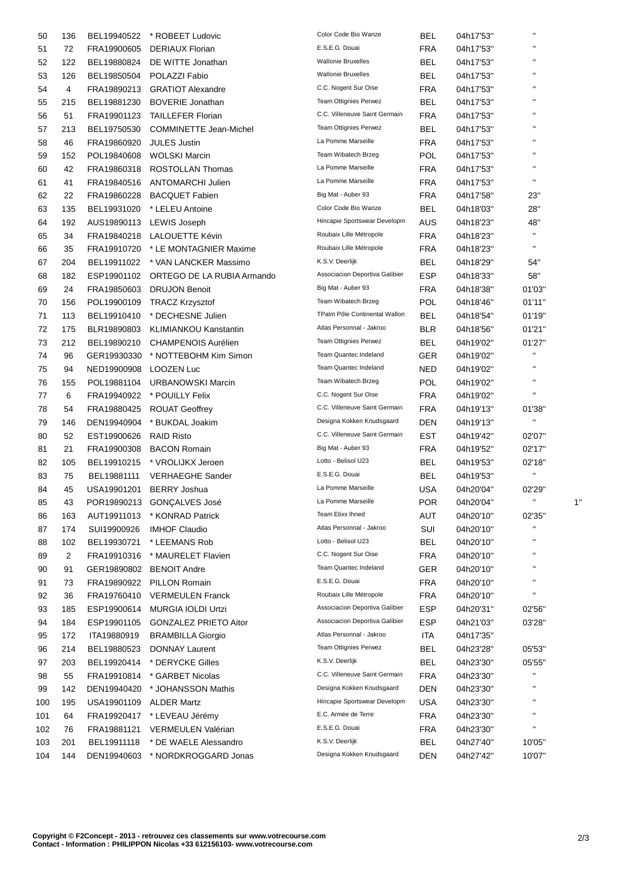| | | | | | | | | |
|---|---|---|---|---|---|---|---|---|
| 50 | 136 | BEL19940522 | * ROBEET Ludovic | Color Code Bio Wanze | BEL | 04h17'53'' | '' | |
| 51 | 72 | FRA19900605 | DERIAUX Florian | E.S.E.G. Douai | FRA | 04h17'53'' | '' | |
| 52 | 122 | BEL19880824 | DE WITTE Jonathan | Wallonie Bruxelles | BEL | 04h17'53'' | '' | |
| 53 | 126 | BEL19850504 | POLAZZI Fabio | Wallonie Bruxelles | BEL | 04h17'53'' | '' | |
| 54 | 4 | FRA19890213 | GRATIOT Alexandre | C.C. Nogent Sur Oise | FRA | 04h17'53'' | '' | |
| 55 | 215 | BEL19881230 | BOVERIE Jonathan | Team Ottignies Perwez | BEL | 04h17'53'' | '' | |
| 56 | 51 | FRA19901123 | TAILLEFER Florian | C.C. Villeneuve Saint Germain | FRA | 04h17'53'' | '' | |
| 57 | 213 | BEL19750530 | COMMINETTE Jean-Michel | Team Ottignies Perwez | BEL | 04h17'53'' | '' | |
| 58 | 46 | FRA19860920 | JULES Justin | La Pomme Marseille | FRA | 04h17'53'' | '' | |
| 59 | 152 | POL19840608 | WOLSKI Marcin | Team Wibatech Brzeg | POL | 04h17'53'' | '' | |
| 60 | 42 | FRA19860318 | ROSTOLLAN Thomas | La Pomme Marseille | FRA | 04h17'53'' | '' | |
| 61 | 41 | FRA19840516 | ANTOMARCHI Julien | La Pomme Marseille | FRA | 04h17'53'' | '' | |
| 62 | 22 | FRA19860228 | BACQUET Fabien | Big Mat - Auber 93 | FRA | 04h17'58'' | 23'' | |
| 63 | 135 | BEL19931020 | * LELEU Antoine | Color Code Bio Wanze | BEL | 04h18'03'' | 28'' | |
| 64 | 192 | AUS19890113 | LEWIS Joseph | Hincapie Sportswear Developm | AUS | 04h18'23'' | 48'' | |
| 65 | 34 | FRA19840218 | LALOUETTE Kévin | Roubaix Lille Métropole | FRA | 04h18'23'' | '' | |
| 66 | 35 | FRA19910720 | * LE MONTAGNIER Maxime | Roubaix Lille Métropole | FRA | 04h18'23'' | '' | |
| 67 | 204 | BEL19911022 | * VAN LANCKER Massimo | K.S.V. Deerlijk | BEL | 04h18'29'' | 54'' | |
| 68 | 182 | ESP19901102 | ORTEGO DE LA RUBIA Armando | Associacion Deportiva Galibier | ESP | 04h18'33'' | 58'' | |
| 69 | 24 | FRA19850603 | DRUJON Benoit | Big Mat - Auber 93 | FRA | 04h18'38'' | 01'03'' | |
| 70 | 156 | POL19900109 | TRACZ Krzysztof | Team Wibatech Brzeg | POL | 04h18'46'' | 01'11'' | |
| 71 | 113 | BEL19910410 | * DECHESNE Julien | TPalm Pôle Continental Wallon | BEL | 04h18'54'' | 01'19'' | |
| 72 | 175 | BLR19890803 | KLIMIANKOU Kanstantin | Atlas Personnal - Jakroo | BLR | 04h18'56'' | 01'21'' | |
| 73 | 212 | BEL19890210 | CHAMPENOIS Aurélien | Team Ottignies Perwez | BEL | 04h19'02'' | 01'27'' | |
| 74 | 96 | GER19930330 | * NOTTEBOHM Kim Simon | Team Quantec Indeland | GER | 04h19'02'' | '' | |
| 75 | 94 | NED19900908 | LOOZEN Luc | Team Quantec Indeland | NED | 04h19'02'' | '' | |
| 76 | 155 | POL19881104 | URBANOWSKI Marcin | Team Wibatech Brzeg | POL | 04h19'02'' | '' | |
| 77 | 6 | FRA19940922 | * POUILLY Felix | C.C. Nogent Sur Oise | FRA | 04h19'02'' | '' | |
| 78 | 54 | FRA19880425 | ROUAT Geoffrey | C.C. Villeneuve Saint Germain | FRA | 04h19'13'' | 01'38'' | |
| 79 | 146 | DEN19940904 | * BUKDAL Joakim | Designa Kokken Knudsgaard | DEN | 04h19'13'' | '' | |
| 80 | 52 | EST19900626 | RAID Risto | C.C. Villeneuve Saint Germain | EST | 04h19'42'' | 02'07'' | |
| 81 | 21 | FRA19900308 | BACON Romain | Big Mat - Auber 93 | FRA | 04h19'52'' | 02'17'' | |
| 82 | 105 | BEL19910215 | * VROLIJKX Jeroen | Lotto - Belisol U23 | BEL | 04h19'53'' | 02'18'' | |
| 83 | 75 | BEL19881111 | VERHAEGHE Sander | E.S.E.G. Douai | BEL | 04h19'53'' | '' | |
| 84 | 45 | USA19901201 | BERRY Joshua | La Pomme Marseille | USA | 04h20'04'' | 02'29'' | |
| 85 | 43 | POR19890213 | GONÇALVES José | La Pomme Marseille | POR | 04h20'04'' | '' | 1'' |
| 86 | 163 | AUT19911013 | * KONRAD Patrick | Team Etixx Ihned | AUT | 04h20'10'' | 02'35'' | |
| 87 | 174 | SUI19900926 | IMHOF Claudio | Atlas Personnal - Jakroo | SUI | 04h20'10'' | '' | |
| 88 | 102 | BEL19930721 | * LEEMANS Rob | Lotto - Belisol U23 | BEL | 04h20'10'' | '' | |
| 89 | 2 | FRA19910316 | * MAURELET Flavien | C.C. Nogent Sur Oise | FRA | 04h20'10'' | '' | |
| 90 | 91 | GER19890802 | BENOIT Andre | Team Quantec Indeland | GER | 04h20'10'' | '' | |
| 91 | 73 | FRA19890922 | PILLON Romain | E.S.E.G. Douai | FRA | 04h20'10'' | '' | |
| 92 | 36 | FRA19760410 | VERMEULEN Franck | Roubaix Lille Métropole | FRA | 04h20'10'' | '' | |
| 93 | 185 | ESP19900614 | MURGIA IOLDI Urtzi | Associacion Deportiva Galibier | ESP | 04h20'31'' | 02'56'' | |
| 94 | 184 | ESP19901105 | GONZALEZ PRIETO Aitor | Associacion Deportiva Galibier | ESP | 04h21'03'' | 03'28'' | |
| 95 | 172 | ITA19880919 | BRAMBILLA Giorgio | Atlas Personnal - Jakroo | ITA | 04h17'35'' | | |
| 96 | 214 | BEL19880523 | DONNAY Laurent | Team Ottignies Perwez | BEL | 04h23'28'' | 05'53'' | |
| 97 | 203 | BEL19920414 | * DERYCKE Gilles | K.S.V. Deerlijk | BEL | 04h23'30'' | 05'55'' | |
| 98 | 55 | FRA19910814 | * GARBET Nicolas | C.C. Villeneuve Saint Germain | FRA | 04h23'30'' | '' | |
| 99 | 142 | DEN19940420 | * JOHANSSON Mathis | Designa Kokken Knudsgaard | DEN | 04h23'30'' | '' | |
| 100 | 195 | USA19901109 | ALDER Martz | Hincapie Sportswear Developm | USA | 04h23'30'' | '' | |
| 101 | 64 | FRA19920417 | * LEVEAU Jérémy | E.C. Armée de Terre | FRA | 04h23'30'' | '' | |
| 102 | 76 | FRA19881121 | VERMEULEN Valérian | E.S.E.G. Douai | FRA | 04h23'30'' | '' | |
| 103 | 201 | BEL19911118 | * DE WAELE Alessandro | K.S.V. Deerlijk | BEL | 04h27'40'' | 10'05'' | |
| 104 | 144 | DEN19940603 | * NORDKROGGARD Jonas | Designa Kokken Knudsgaard | DEN | 04h27'42'' | 10'07'' | |

**Copyright © F2Concept - 2013 - retrouvez ces classements sur www.votrecourse.com**
**Contact - Information : PHILIPPON Nicolas +33 612156103- www.votrecourse.com**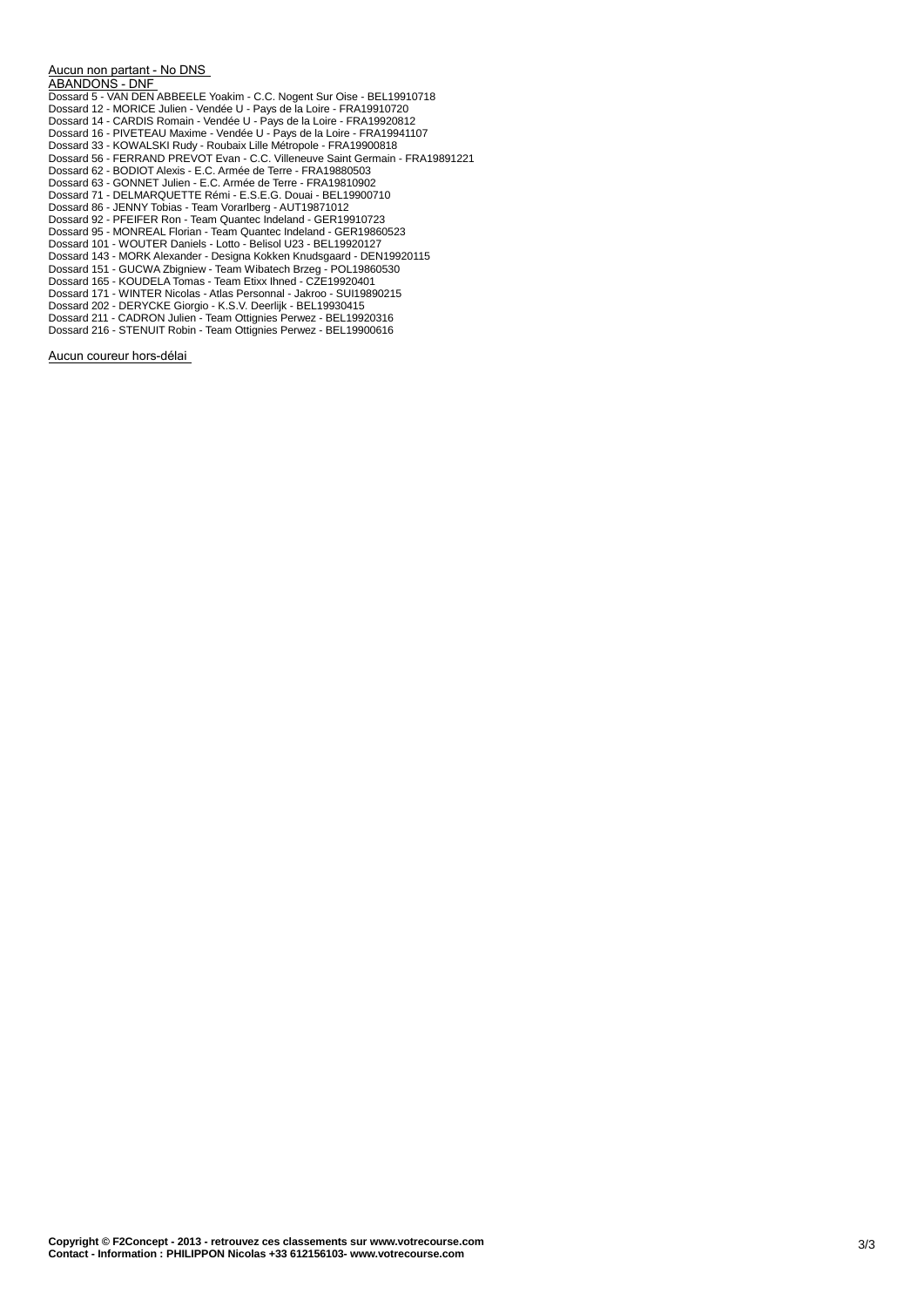Aucun non partant - No DNS

ABANDONS - DNF

Dossard 5 - VAN DEN ABBEELE Yoakim - C.C. Nogent Sur Oise - BEL19910718
Dossard 12 - MORICE Julien - Vendée U - Pays de la Loire - FRA19910720
Dossard 14 - CARDIS Romain - Vendée U - Pays de la Loire - FRA19920812
Dossard 16 - PIVETEAU Maxime - Vendée U - Pays de la Loire - FRA19941107
Dossard 33 - KOWALSKI Rudy - Roubaix Lille Métropole - FRA19900818
Dossard 56 - FERRAND PREVOT Evan - C.C. Villeneuve Saint Germain - FRA19891221
Dossard 62 - BODIOT Alexis - E.C. Armée de Terre - FRA19880503
Dossard 63 - GONNET Julien - E.C. Armée de Terre - FRA19810902
Dossard 71 - DELMARQUETTE Rémi - E.S.E.G. Douai - BEL19900710
Dossard 86 - JENNY Tobias - Team Vorarlberg - AUT19871012
Dossard 92 - PFEIFER Ron - Team Quantec Indeland - GER19910723
Dossard 95 - MONREAL Florian - Team Quantec Indeland - GER19860523
Dossard 101 - WOUTER Daniels - Lotto - Belisol U23 - BEL19920127
Dossard 143 - MORK Alexander - Designa Kokken Knudsgaard - DEN19920115
Dossard 151 - GUCWA Zbigniew - Team Wibatech Brzeg - POL19860530
Dossard 165 - KOUDELA Tomas - Team Etixx Ihned - CZE19920401
Dossard 171 - WINTER Nicolas - Atlas Personnal - Jakroo - SUI19890215
Dossard 202 - DERYCKE Giorgio - K.S.V. Deerlijk - BEL19930415
Dossard 211 - CADRON Julien - Team Ottignies Perwez - BEL19920316
Dossard 216 - STENUIT Robin - Team Ottignies Perwez - BEL19900616

Aucun coureur hors-délai

**Copyright © F2Concept - 2013 - retrouvez ces classements sur www.votrecourse.com**
**Contact - Information : PHILIPPON Nicolas +33 612156103- www.votrecourse.com**